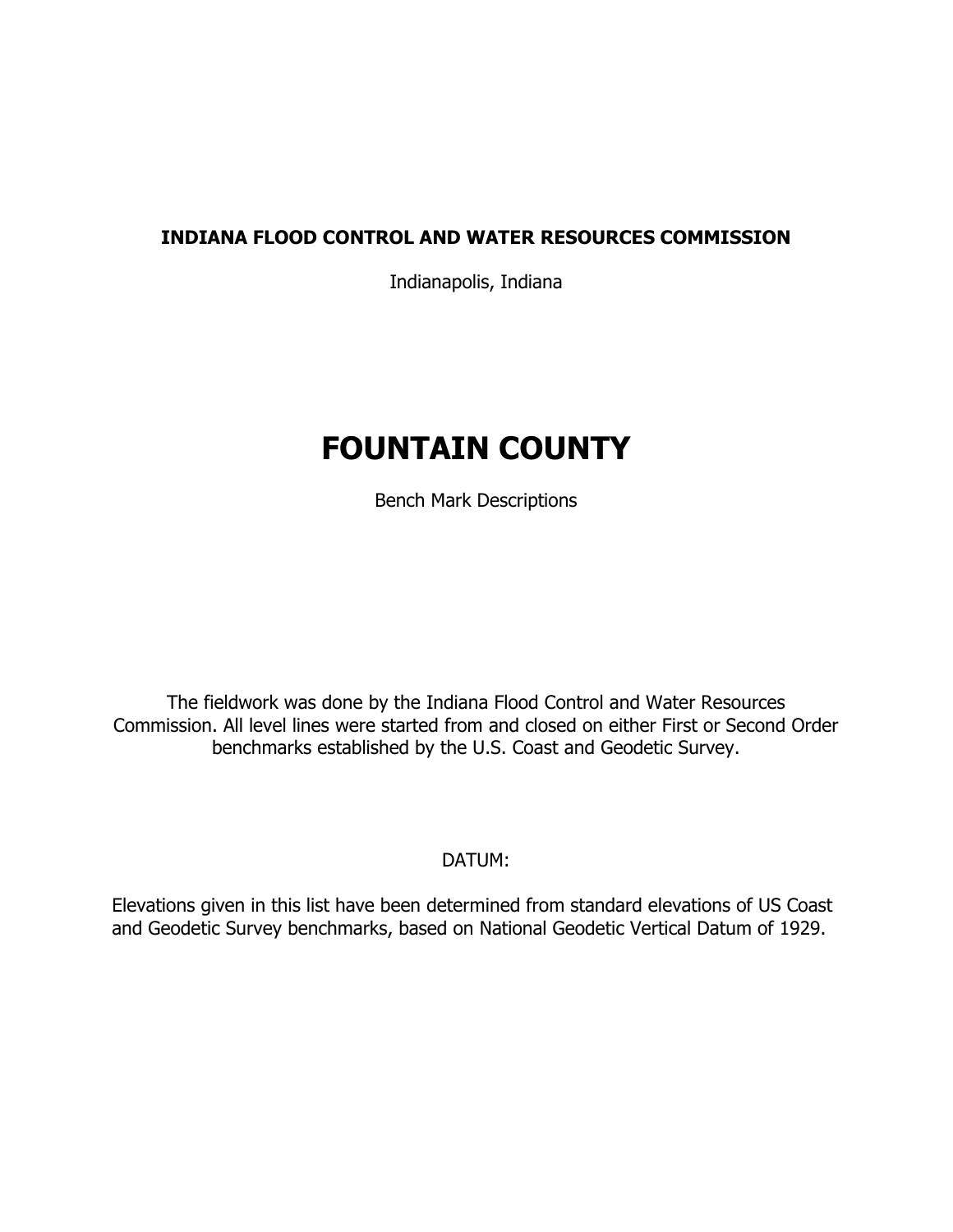**INDIANA FLOOD CONTROL AND WATER RESOURCES COMMISSION**

Indianapolis, Indiana

# FOUNTAIN COUNTY

Bench Mark Descriptions

The fieldwork was done by the Indiana Flood Control and Water Resources Commission. All level lines were started from and closed on either First or Second Order benchmarks established by the U.S. Coast and Geodetic Survey.

DATUM:

Elevations given in this list have been determined from standard elevations of US Coast and Geodetic Survey benchmarks, based on National Geodetic Vertical Datum of 1929.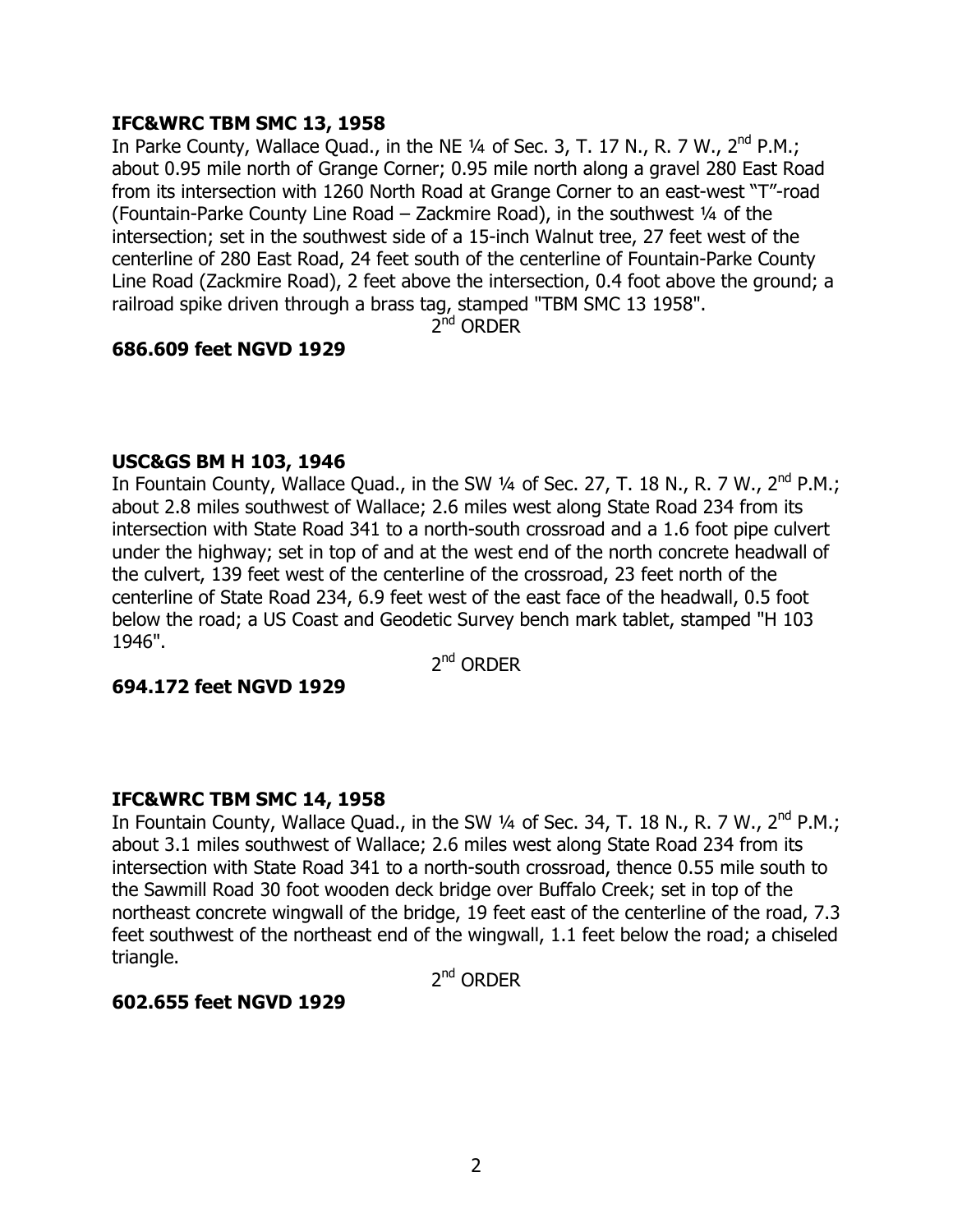**IFC&WRC TBM SMC 13, 1958**

In Parke County, Wallace Quad., in the NE ¼ of Sec. 3, T. 17 N., R. 7 W., 2nd P.M.; about 0.95 mile north of Grange Corner; 0.95 mile north along a gravel 280 East Road from its intersection with 1260 North Road at Grange Corner to an east-west "T"-road (Fountain-Parke County Line Road – Zackmire Road), in the southwest ¼ of the intersection; set in the southwest side of a 15-inch Walnut tree, 27 feet west of the centerline of 280 East Road, 24 feet south of the centerline of Fountain-Parke County Line Road (Zackmire Road), 2 feet above the intersection, 0.4 foot above the ground; a railroad spike driven through a brass tag, stamped "TBM SMC 13 1958".

2nd ORDER

**686.609 feet NGVD 1929**

**USC&GS BM H 103, 1946**

In Fountain County, Wallace Quad., in the SW ¼ of Sec. 27, T. 18 N., R. 7 W., 2nd P.M.; about 2.8 miles southwest of Wallace; 2.6 miles west along State Road 234 from its intersection with State Road 341 to a north-south crossroad and a 1.6 foot pipe culvert under the highway; set in top of and at the west end of the north concrete headwall of the culvert, 139 feet west of the centerline of the crossroad, 23 feet north of the centerline of State Road 234, 6.9 feet west of the east face of the headwall, 0.5 foot below the road; a US Coast and Geodetic Survey bench mark tablet, stamped "H 103 1946".

2nd ORDER

**694.172 feet NGVD 1929**

**IFC&WRC TBM SMC 14, 1958**

In Fountain County, Wallace Quad., in the SW ¼ of Sec. 34, T. 18 N., R. 7 W., 2nd P.M.; about 3.1 miles southwest of Wallace; 2.6 miles west along State Road 234 from its intersection with State Road 341 to a north-south crossroad, thence 0.55 mile south to the Sawmill Road 30 foot wooden deck bridge over Buffalo Creek; set in top of the northeast concrete wingwall of the bridge, 19 feet east of the centerline of the road, 7.3 feet southwest of the northeast end of the wingwall, 1.1 feet below the road; a chiseled triangle.

2nd ORDER

**602.655 feet NGVD 1929**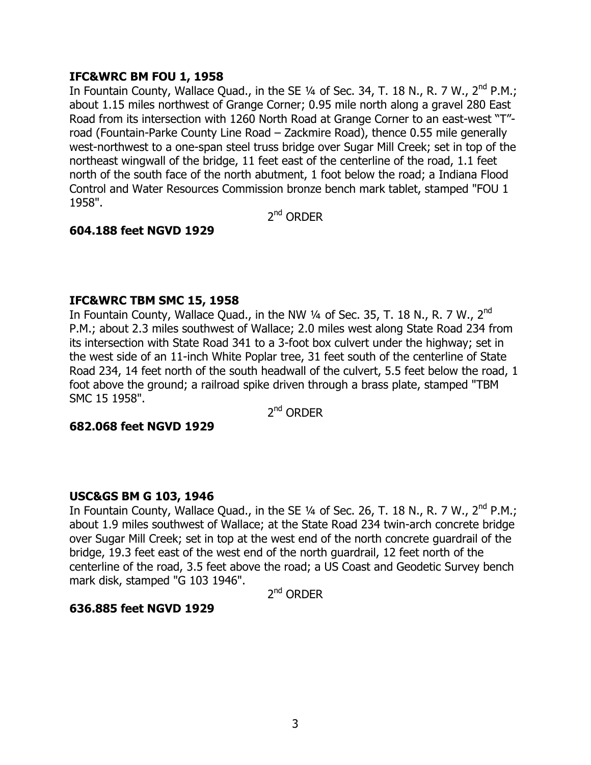**IFC&WRC BM FOU 1, 1958**

In Fountain County, Wallace Quad., in the SE ¼ of Sec. 34, T. 18 N., R. 7 W., 2nd P.M.; about 1.15 miles northwest of Grange Corner; 0.95 mile north along a gravel 280 East Road from its intersection with 1260 North Road at Grange Corner to an east-west "T"-road (Fountain-Parke County Line Road – Zackmire Road), thence 0.55 mile generally west-northwest to a one-span steel truss bridge over Sugar Mill Creek; set in top of the northeast wingwall of the bridge, 11 feet east of the centerline of the road, 1.1 feet north of the south face of the north abutment, 1 foot below the road; a Indiana Flood Control and Water Resources Commission bronze bench mark tablet, stamped "FOU 1 1958".

2nd ORDER

**604.188 feet NGVD 1929**

**IFC&WRC TBM SMC 15, 1958**

In Fountain County, Wallace Quad., in the NW ¼ of Sec. 35, T. 18 N., R. 7 W., 2nd P.M.; about 2.3 miles southwest of Wallace; 2.0 miles west along State Road 234 from its intersection with State Road 341 to a 3-foot box culvert under the highway; set in the west side of an 11-inch White Poplar tree, 31 feet south of the centerline of State Road 234, 14 feet north of the south headwall of the culvert, 5.5 feet below the road, 1 foot above the ground; a railroad spike driven through a brass plate, stamped "TBM SMC 15 1958".

2nd ORDER

**682.068 feet NGVD 1929**

**USC&GS BM G 103, 1946**

In Fountain County, Wallace Quad., in the SE ¼ of Sec. 26, T. 18 N., R. 7 W., 2nd P.M.; about 1.9 miles southwest of Wallace; at the State Road 234 twin-arch concrete bridge over Sugar Mill Creek; set in top at the west end of the north concrete guardrail of the bridge, 19.3 feet east of the west end of the north guardrail, 12 feet north of the centerline of the road, 3.5 feet above the road; a US Coast and Geodetic Survey bench mark disk, stamped "G 103 1946".

2nd ORDER

**636.885 feet NGVD 1929**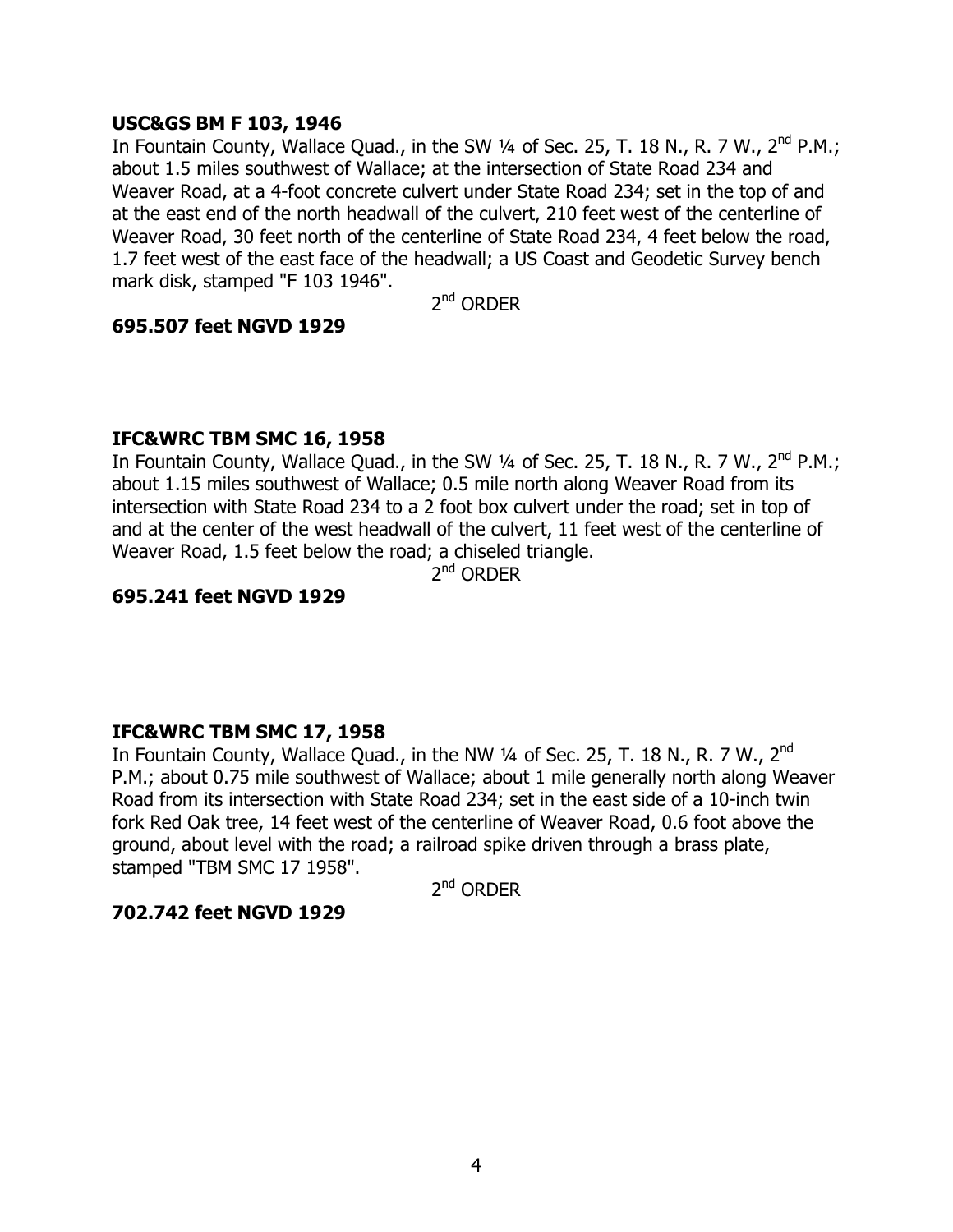**USC&GS BM F 103, 1946**

In Fountain County, Wallace Quad., in the SW ¼ of Sec. 25, T. 18 N., R. 7 W., 2nd P.M.; about 1.5 miles southwest of Wallace; at the intersection of State Road 234 and Weaver Road, at a 4-foot concrete culvert under State Road 234; set in the top of and at the east end of the north headwall of the culvert, 210 feet west of the centerline of Weaver Road, 30 feet north of the centerline of State Road 234, 4 feet below the road, 1.7 feet west of the east face of the headwall; a US Coast and Geodetic Survey bench mark disk, stamped "F 103 1946".

2nd ORDER

**695.507 feet NGVD 1929**

**IFC&WRC TBM SMC 16, 1958**

In Fountain County, Wallace Quad., in the SW ¼ of Sec. 25, T. 18 N., R. 7 W., 2nd P.M.; about 1.15 miles southwest of Wallace; 0.5 mile north along Weaver Road from its intersection with State Road 234 to a 2 foot box culvert under the road; set in top of and at the center of the west headwall of the culvert, 11 feet west of the centerline of Weaver Road, 1.5 feet below the road; a chiseled triangle.

2nd ORDER

**695.241 feet NGVD 1929**

**IFC&WRC TBM SMC 17, 1958**

In Fountain County, Wallace Quad., in the NW ¼ of Sec. 25, T. 18 N., R. 7 W., 2nd P.M.; about 0.75 mile southwest of Wallace; about 1 mile generally north along Weaver Road from its intersection with State Road 234; set in the east side of a 10-inch twin fork Red Oak tree, 14 feet west of the centerline of Weaver Road, 0.6 foot above the ground, about level with the road; a railroad spike driven through a brass plate, stamped "TBM SMC 17 1958".

2nd ORDER

**702.742 feet NGVD 1929**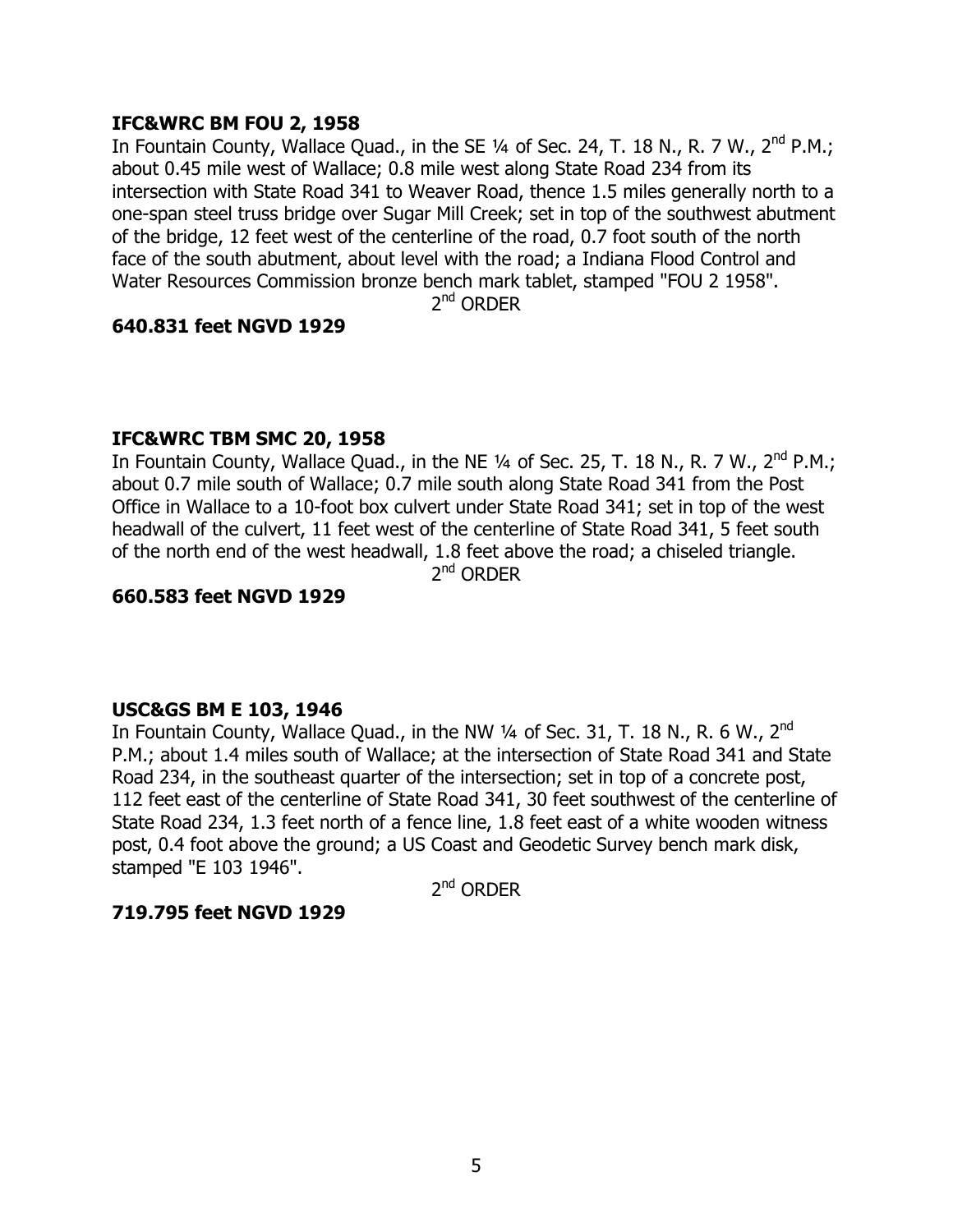**IFC&WRC BM FOU 2, 1958**

In Fountain County, Wallace Quad., in the SE ¼ of Sec. 24, T. 18 N., R. 7 W., 2nd P.M.; about 0.45 mile west of Wallace; 0.8 mile west along State Road 234 from its intersection with State Road 341 to Weaver Road, thence 1.5 miles generally north to a one-span steel truss bridge over Sugar Mill Creek; set in top of the southwest abutment of the bridge, 12 feet west of the centerline of the road, 0.7 foot south of the north face of the south abutment, about level with the road; a Indiana Flood Control and Water Resources Commission bronze bench mark tablet, stamped "FOU 2 1958".

2nd ORDER

**640.831 feet NGVD 1929**

**IFC&WRC TBM SMC 20, 1958**

In Fountain County, Wallace Quad., in the NE ¼ of Sec. 25, T. 18 N., R. 7 W., 2nd P.M.; about 0.7 mile south of Wallace; 0.7 mile south along State Road 341 from the Post Office in Wallace to a 10-foot box culvert under State Road 341; set in top of the west headwall of the culvert, 11 feet west of the centerline of State Road 341, 5 feet south of the north end of the west headwall, 1.8 feet above the road; a chiseled triangle.

2nd ORDER

**660.583 feet NGVD 1929**

**USC&GS BM E 103, 1946**

In Fountain County, Wallace Quad., in the NW ¼ of Sec. 31, T. 18 N., R. 6 W., 2nd P.M.; about 1.4 miles south of Wallace; at the intersection of State Road 341 and State Road 234, in the southeast quarter of the intersection; set in top of a concrete post, 112 feet east of the centerline of State Road 341, 30 feet southwest of the centerline of State Road 234, 1.3 feet north of a fence line, 1.8 feet east of a white wooden witness post, 0.4 foot above the ground; a US Coast and Geodetic Survey bench mark disk, stamped "E 103 1946".

2nd ORDER

**719.795 feet NGVD 1929**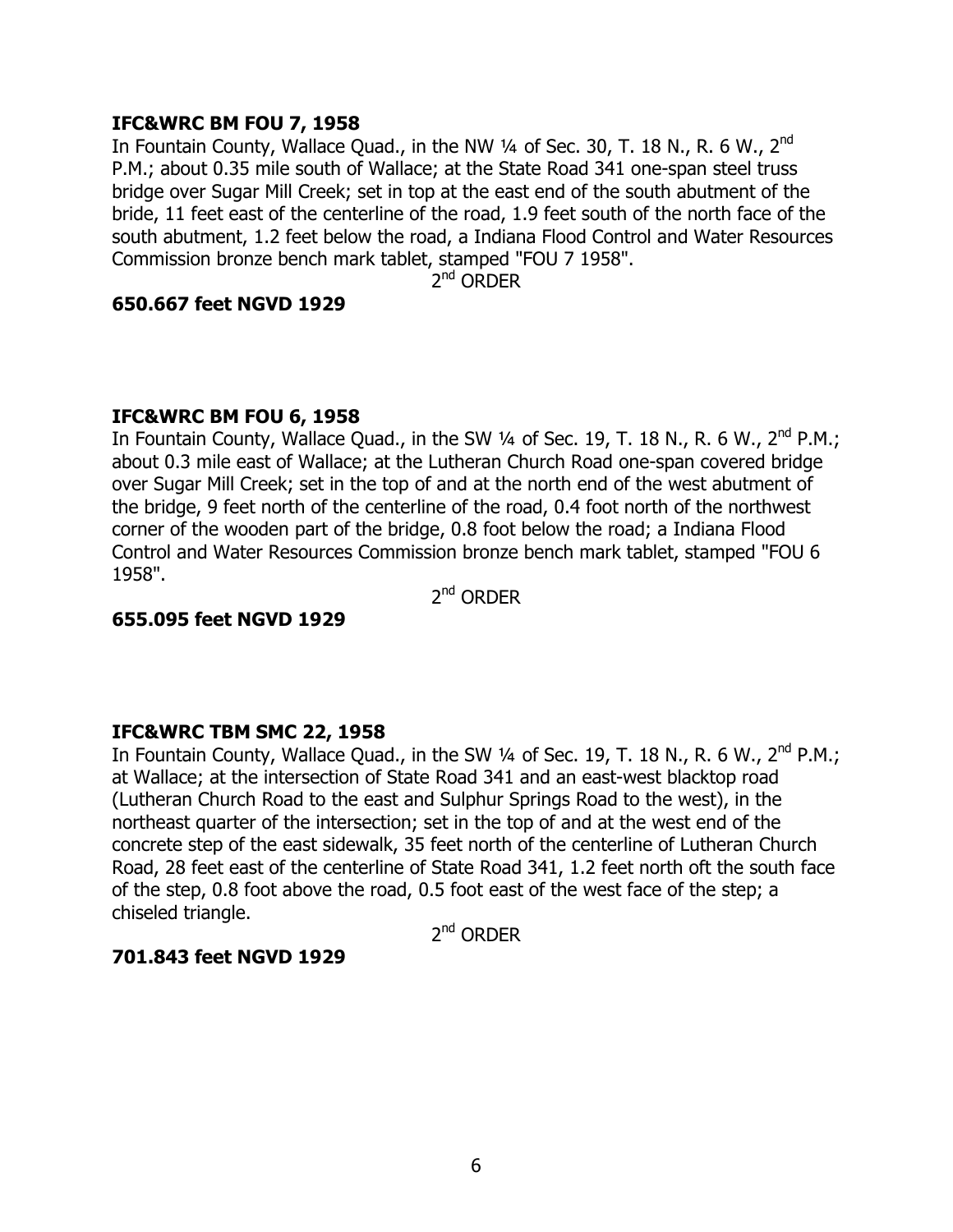**IFC&WRC BM FOU 7, 1958**

In Fountain County, Wallace Quad., in the NW ¼ of Sec. 30, T. 18 N., R. 6 W., 2nd P.M.; about 0.35 mile south of Wallace; at the State Road 341 one-span steel truss bridge over Sugar Mill Creek; set in top at the east end of the south abutment of the bride, 11 feet east of the centerline of the road, 1.9 feet south of the north face of the south abutment, 1.2 feet below the road, a Indiana Flood Control and Water Resources Commission bronze bench mark tablet, stamped "FOU 7 1958".

2nd ORDER

**650.667 feet NGVD 1929**

**IFC&WRC BM FOU 6, 1958**

In Fountain County, Wallace Quad., in the SW ¼ of Sec. 19, T. 18 N., R. 6 W., 2nd P.M.; about 0.3 mile east of Wallace; at the Lutheran Church Road one-span covered bridge over Sugar Mill Creek; set in the top of and at the north end of the west abutment of the bridge, 9 feet north of the centerline of the road, 0.4 foot north of the northwest corner of the wooden part of the bridge, 0.8 foot below the road; a Indiana Flood Control and Water Resources Commission bronze bench mark tablet, stamped "FOU 6 1958".

2nd ORDER

**655.095 feet NGVD 1929**

**IFC&WRC TBM SMC 22, 1958**

In Fountain County, Wallace Quad., in the SW ¼ of Sec. 19, T. 18 N., R. 6 W., 2nd P.M.; at Wallace; at the intersection of State Road 341 and an east-west blacktop road (Lutheran Church Road to the east and Sulphur Springs Road to the west), in the northeast quarter of the intersection; set in the top of and at the west end of the concrete step of the east sidewalk, 35 feet north of the centerline of Lutheran Church Road, 28 feet east of the centerline of State Road 341, 1.2 feet north oft the south face of the step, 0.8 foot above the road, 0.5 foot east of the west face of the step; a chiseled triangle.

2nd ORDER

**701.843 feet NGVD 1929**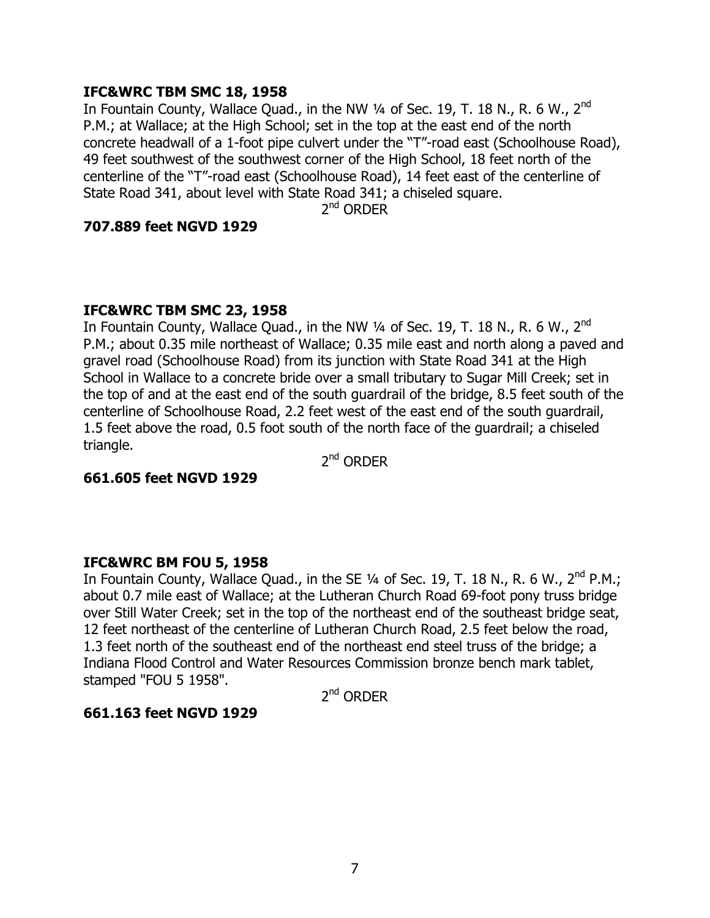**IFC&WRC TBM SMC 18, 1958**

In Fountain County, Wallace Quad., in the NW ¼ of Sec. 19, T. 18 N., R. 6 W., 2nd P.M.; at Wallace; at the High School; set in the top at the east end of the north concrete headwall of a 1-foot pipe culvert under the "T"-road east (Schoolhouse Road), 49 feet southwest of the southwest corner of the High School, 18 feet north of the centerline of the "T"-road east (Schoolhouse Road), 14 feet east of the centerline of State Road 341, about level with State Road 341; a chiseled square.

2nd ORDER

**707.889 feet NGVD 1929**

**IFC&WRC TBM SMC 23, 1958**

In Fountain County, Wallace Quad., in the NW ¼ of Sec. 19, T. 18 N., R. 6 W., 2nd P.M.; about 0.35 mile northeast of Wallace; 0.35 mile east and north along a paved and gravel road (Schoolhouse Road) from its junction with State Road 341 at the High School in Wallace to a concrete bride over a small tributary to Sugar Mill Creek; set in the top of and at the east end of the south guardrail of the bridge, 8.5 feet south of the centerline of Schoolhouse Road, 2.2 feet west of the east end of the south guardrail, 1.5 feet above the road, 0.5 foot south of the north face of the guardrail; a chiseled triangle.

2nd ORDER

**661.605 feet NGVD 1929**

**IFC&WRC BM FOU 5, 1958**

In Fountain County, Wallace Quad., in the SE ¼ of Sec. 19, T. 18 N., R. 6 W., 2nd P.M.; about 0.7 mile east of Wallace; at the Lutheran Church Road 69-foot pony truss bridge over Still Water Creek; set in the top of the northeast end of the southeast bridge seat, 12 feet northeast of the centerline of Lutheran Church Road, 2.5 feet below the road, 1.3 feet north of the southeast end of the northeast end steel truss of the bridge; a Indiana Flood Control and Water Resources Commission bronze bench mark tablet, stamped "FOU 5 1958".

2nd ORDER

**661.163 feet NGVD 1929**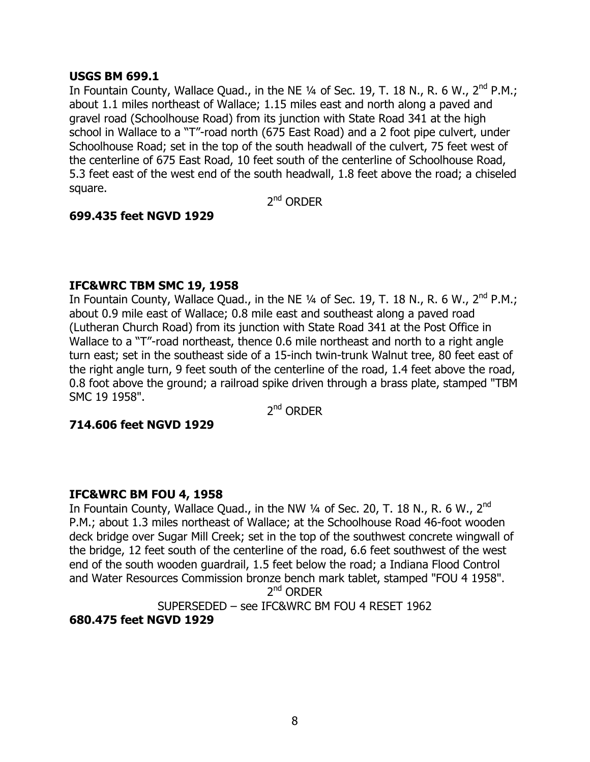**USGS BM 699.1**
In Fountain County, Wallace Quad., in the NE ¼ of Sec. 19, T. 18 N., R. 6 W., 2nd P.M.; about 1.1 miles northeast of Wallace; 1.15 miles east and north along a paved and gravel road (Schoolhouse Road) from its junction with State Road 341 at the high school in Wallace to a "T"-road north (675 East Road) and a 2 foot pipe culvert, under Schoolhouse Road; set in the top of the south headwall of the culvert, 75 feet west of the centerline of 675 East Road, 10 feet south of the centerline of Schoolhouse Road, 5.3 feet east of the west end of the south headwall, 1.8 feet above the road; a chiseled square.

2nd ORDER

**699.435 feet NGVD 1929**

**IFC&WRC TBM SMC 19, 1958**
In Fountain County, Wallace Quad., in the NE ¼ of Sec. 19, T. 18 N., R. 6 W., 2nd P.M.; about 0.9 mile east of Wallace; 0.8 mile east and southeast along a paved road (Lutheran Church Road) from its junction with State Road 341 at the Post Office in Wallace to a "T"-road northeast, thence 0.6 mile northeast and north to a right angle turn east; set in the southeast side of a 15-inch twin-trunk Walnut tree, 80 feet east of the right angle turn, 9 feet south of the centerline of the road, 1.4 feet above the road, 0.8 foot above the ground; a railroad spike driven through a brass plate, stamped "TBM SMC 19 1958".

2nd ORDER

**714.606 feet NGVD 1929**

**IFC&WRC BM FOU 4, 1958**
In Fountain County, Wallace Quad., in the NW ¼ of Sec. 20, T. 18 N., R. 6 W., 2nd P.M.; about 1.3 miles northeast of Wallace; at the Schoolhouse Road 46-foot wooden deck bridge over Sugar Mill Creek; set in the top of the southwest concrete wingwall of the bridge, 12 feet south of the centerline of the road, 6.6 feet southwest of the west end of the south wooden guardrail, 1.5 feet below the road; a Indiana Flood Control and Water Resources Commission bronze bench mark tablet, stamped "FOU 4 1958".

2nd ORDER

SUPERSEDED – see IFC&WRC BM FOU 4 RESET 1962

**680.475 feet NGVD 1929**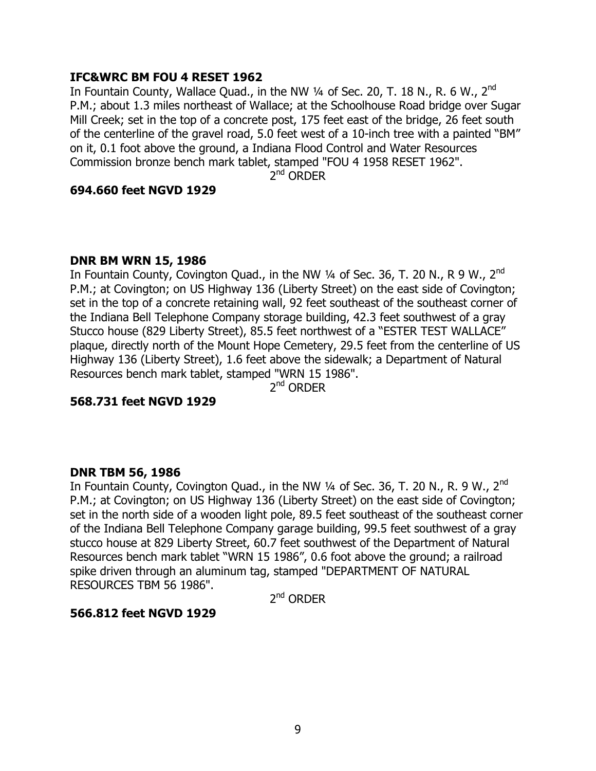**IFC&WRC BM FOU 4 RESET 1962**

In Fountain County, Wallace Quad., in the NW ¼ of Sec. 20, T. 18 N., R. 6 W., 2nd P.M.; about 1.3 miles northeast of Wallace; at the Schoolhouse Road bridge over Sugar Mill Creek; set in the top of a concrete post, 175 feet east of the bridge, 26 feet south of the centerline of the gravel road, 5.0 feet west of a 10-inch tree with a painted “BM” on it, 0.1 foot above the ground, a Indiana Flood Control and Water Resources Commission bronze bench mark tablet, stamped "FOU 4 1958 RESET 1962".

2nd ORDER

**694.660 feet NGVD 1929**

**DNR BM WRN 15, 1986**

In Fountain County, Covington Quad., in the NW ¼ of Sec. 36, T. 20 N., R 9 W., 2nd P.M.; at Covington; on US Highway 136 (Liberty Street) on the east side of Covington; set in the top of a concrete retaining wall, 92 feet southeast of the southeast corner of the Indiana Bell Telephone Company storage building, 42.3 feet southwest of a gray Stucco house (829 Liberty Street), 85.5 feet northwest of a “ESTER TEST WALLACE” plaque, directly north of the Mount Hope Cemetery, 29.5 feet from the centerline of US Highway 136 (Liberty Street), 1.6 feet above the sidewalk; a Department of Natural Resources bench mark tablet, stamped "WRN 15 1986".

2nd ORDER

**568.731 feet NGVD 1929**

**DNR TBM 56, 1986**

In Fountain County, Covington Quad., in the NW ¼ of Sec. 36, T. 20 N., R. 9 W., 2nd P.M.; at Covington; on US Highway 136 (Liberty Street) on the east side of Covington; set in the north side of a wooden light pole, 89.5 feet southeast of the southeast corner of the Indiana Bell Telephone Company garage building, 99.5 feet southwest of a gray stucco house at 829 Liberty Street, 60.7 feet southwest of the Department of Natural Resources bench mark tablet “WRN 15 1986”, 0.6 foot above the ground; a railroad spike driven through an aluminum tag, stamped "DEPARTMENT OF NATURAL RESOURCES TBM 56 1986".

2nd ORDER

**566.812 feet NGVD 1929**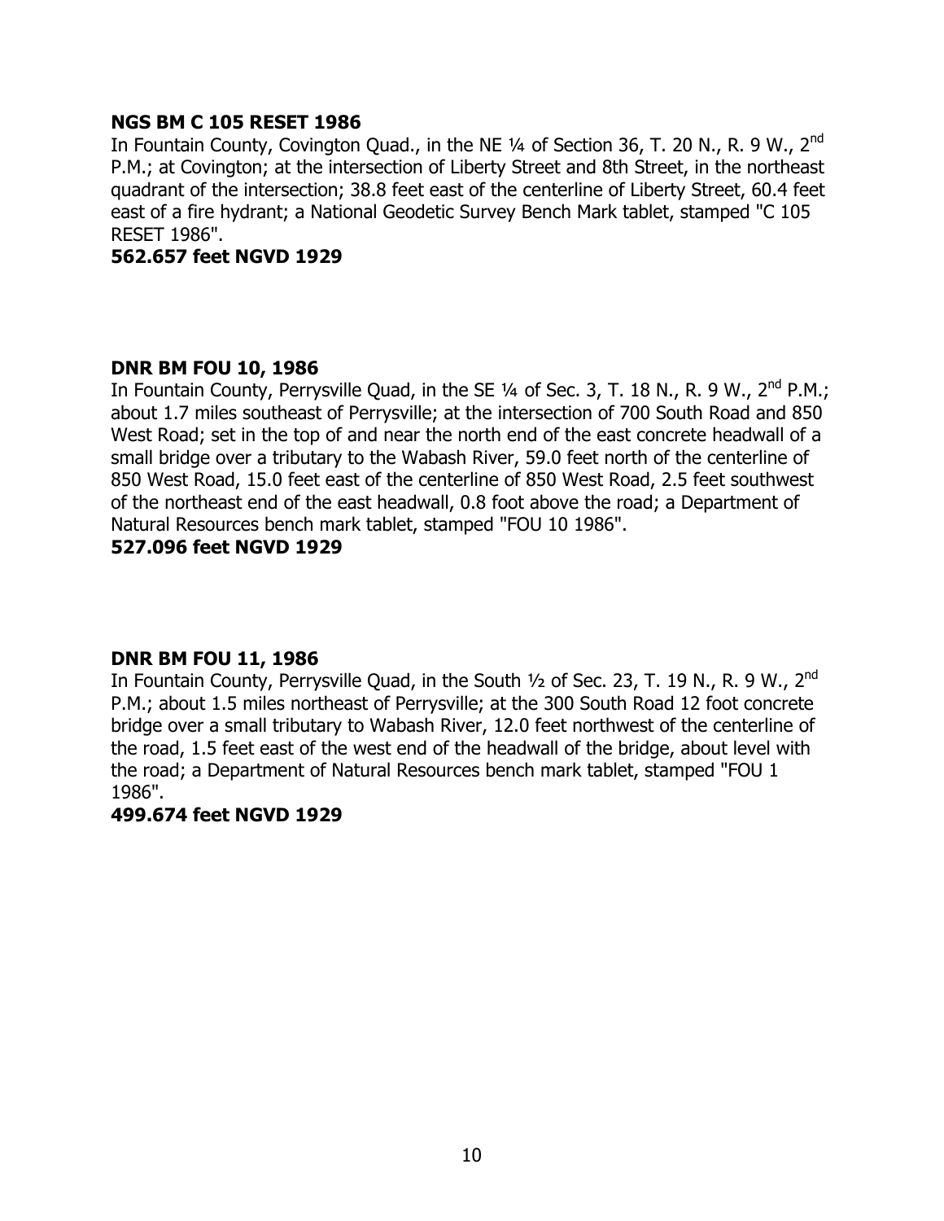**NGS BM C 105 RESET 1986**

In Fountain County, Covington Quad., in the NE ¼ of Section 36, T. 20 N., R. 9 W., 2nd P.M.; at Covington; at the intersection of Liberty Street and 8th Street, in the northeast quadrant of the intersection; 38.8 feet east of the centerline of Liberty Street, 60.4 feet east of a fire hydrant; a National Geodetic Survey Bench Mark tablet, stamped "C 105 RESET 1986".

**562.657 feet NGVD 1929**

**DNR BM FOU 10, 1986**

In Fountain County, Perrysville Quad, in the SE ¼ of Sec. 3, T. 18 N., R. 9 W., 2nd P.M.; about 1.7 miles southeast of Perrysville; at the intersection of 700 South Road and 850 West Road; set in the top of and near the north end of the east concrete headwall of a small bridge over a tributary to the Wabash River, 59.0 feet north of the centerline of 850 West Road, 15.0 feet east of the centerline of 850 West Road, 2.5 feet southwest of the northeast end of the east headwall, 0.8 foot above the road; a Department of Natural Resources bench mark tablet, stamped "FOU 10 1986".

**527.096 feet NGVD 1929**

**DNR BM FOU 11, 1986**

In Fountain County, Perrysville Quad, in the South ½ of Sec. 23, T. 19 N., R. 9 W., 2nd P.M.; about 1.5 miles northeast of Perrysville; at the 300 South Road 12 foot concrete bridge over a small tributary to Wabash River, 12.0 feet northwest of the centerline of the road, 1.5 feet east of the west end of the headwall of the bridge, about level with the road; a Department of Natural Resources bench mark tablet, stamped "FOU 1 1986".

**499.674 feet NGVD 1929**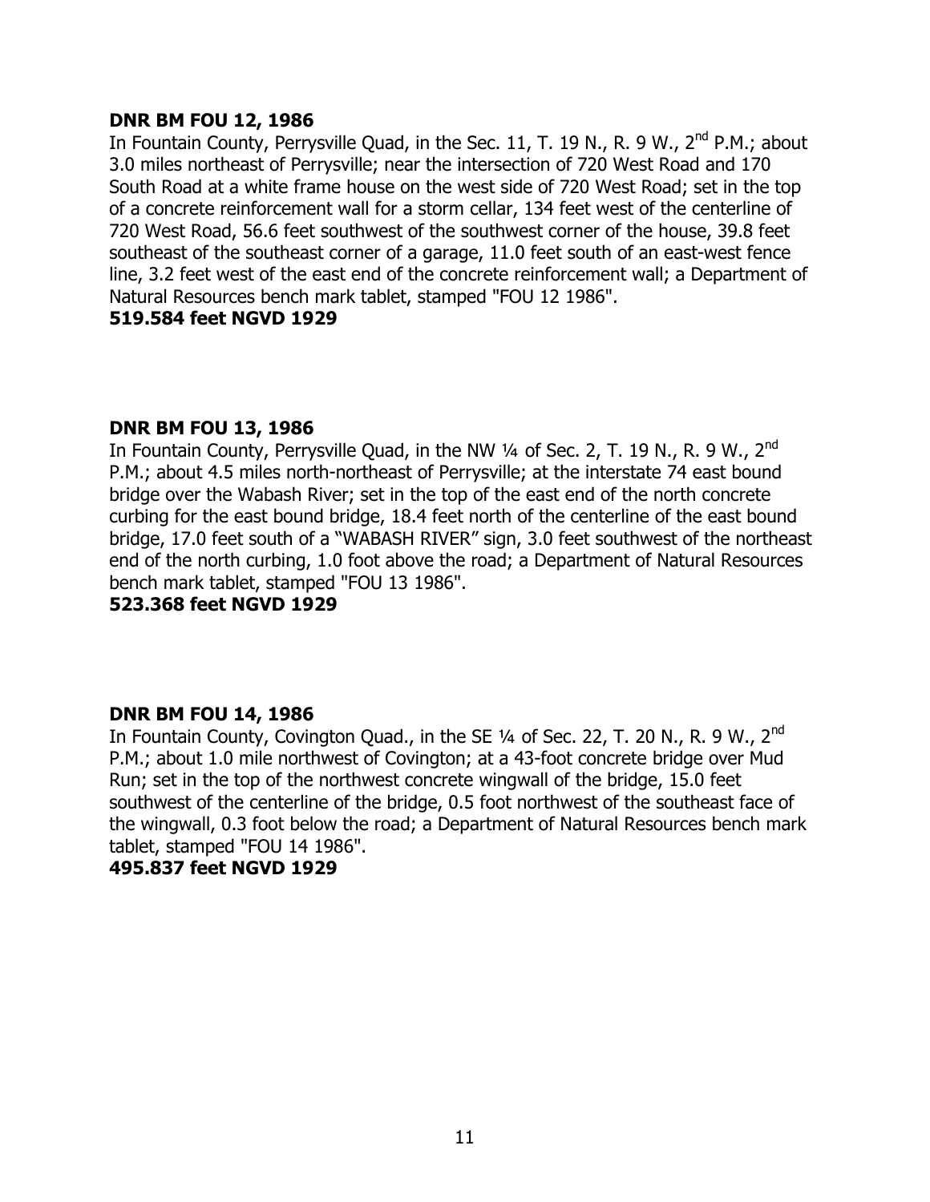**DNR BM FOU 12, 1986**

In Fountain County, Perrysville Quad, in the Sec. 11, T. 19 N., R. 9 W., 2nd P.M.; about 3.0 miles northeast of Perrysville; near the intersection of 720 West Road and 170 South Road at a white frame house on the west side of 720 West Road; set in the top of a concrete reinforcement wall for a storm cellar, 134 feet west of the centerline of 720 West Road, 56.6 feet southwest of the southwest corner of the house, 39.8 feet southeast of the southeast corner of a garage, 11.0 feet south of an east-west fence line, 3.2 feet west of the east end of the concrete reinforcement wall; a Department of Natural Resources bench mark tablet, stamped "FOU 12 1986".

**519.584 feet NGVD 1929**

**DNR BM FOU 13, 1986**

In Fountain County, Perrysville Quad, in the NW ¼ of Sec. 2, T. 19 N., R. 9 W., 2nd P.M.; about 4.5 miles north-northeast of Perrysville; at the interstate 74 east bound bridge over the Wabash River; set in the top of the east end of the north concrete curbing for the east bound bridge, 18.4 feet north of the centerline of the east bound bridge, 17.0 feet south of a "WABASH RIVER" sign, 3.0 feet southwest of the northeast end of the north curbing, 1.0 foot above the road; a Department of Natural Resources bench mark tablet, stamped "FOU 13 1986".

**523.368 feet NGVD 1929**

**DNR BM FOU 14, 1986**

In Fountain County, Covington Quad., in the SE ¼ of Sec. 22, T. 20 N., R. 9 W., 2nd P.M.; about 1.0 mile northwest of Covington; at a 43-foot concrete bridge over Mud Run; set in the top of the northwest concrete wingwall of the bridge, 15.0 feet southwest of the centerline of the bridge, 0.5 foot northwest of the southeast face of the wingwall, 0.3 foot below the road; a Department of Natural Resources bench mark tablet, stamped "FOU 14 1986".

**495.837 feet NGVD 1929**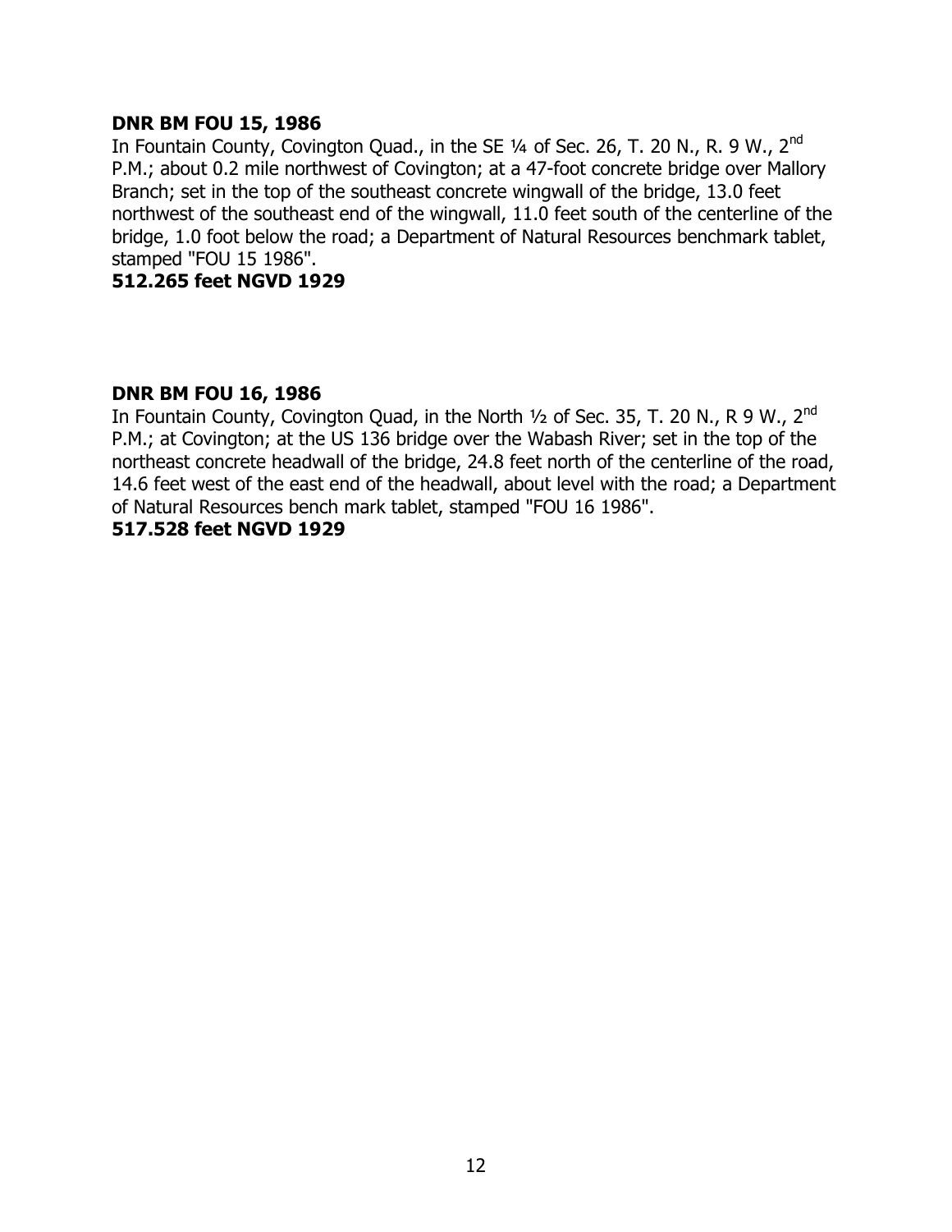**DNR BM FOU 15, 1986**

In Fountain County, Covington Quad., in the SE ¼ of Sec. 26, T. 20 N., R. 9 W., 2nd P.M.; about 0.2 mile northwest of Covington; at a 47-foot concrete bridge over Mallory Branch; set in the top of the southeast concrete wingwall of the bridge, 13.0 feet northwest of the southeast end of the wingwall, 11.0 feet south of the centerline of the bridge, 1.0 foot below the road; a Department of Natural Resources benchmark tablet, stamped "FOU 15 1986".

**512.265 feet NGVD 1929**

**DNR BM FOU 16, 1986**

In Fountain County, Covington Quad, in the North ½ of Sec. 35, T. 20 N., R 9 W., 2nd P.M.; at Covington; at the US 136 bridge over the Wabash River; set in the top of the northeast concrete headwall of the bridge, 24.8 feet north of the centerline of the road, 14.6 feet west of the east end of the headwall, about level with the road; a Department of Natural Resources bench mark tablet, stamped "FOU 16 1986".

**517.528 feet NGVD 1929**